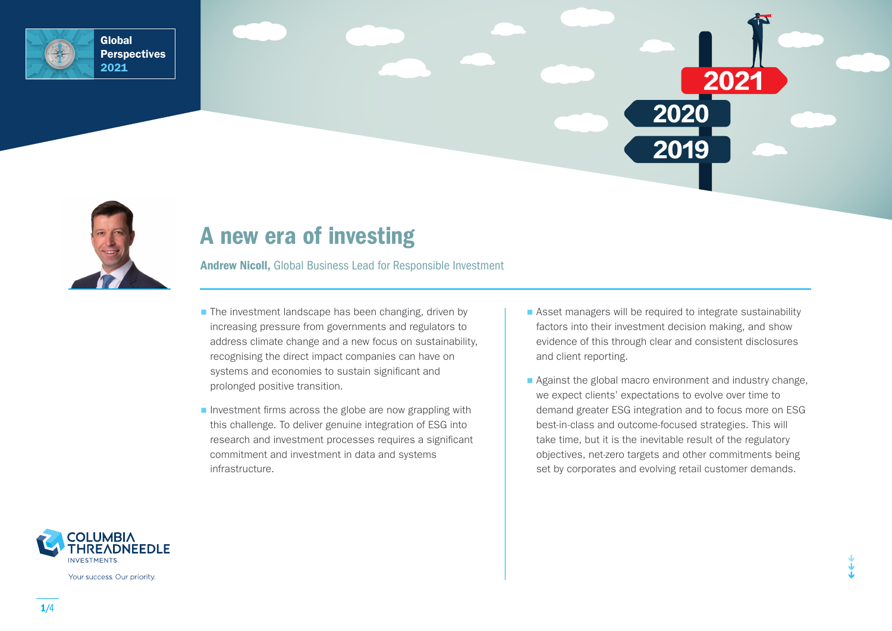# A new era of investing

**Andrew Nicoll,** Global Business Lead for Responsible Investment

- The investment landscape has been changing, driven by increasing pressure from governments and regulators to address climate change and a new focus on sustainability, recognising the direct impact companies can have on systems and economies to sustain significant and prolonged positive transition.
- Investment firms across the globe are now grappling with this challenge. To deliver genuine integration of ESG into research and investment processes requires a significant commitment and investment in data and systems infrastructure.
- Asset managers will be required to integrate sustainability factors into their investment decision making, and show evidence of this through clear and consistent disclosures and client reporting.
- Against the global macro environment and industry change, we expect clients' expectations to evolve over time to demand greater ESG integration and to focus more on ESG best-in-class and outcome-focused strategies. This will take time, but it is the inevitable result of the regulatory objectives, net-zero targets and other commitments being set by corporates and evolving retail customer demands.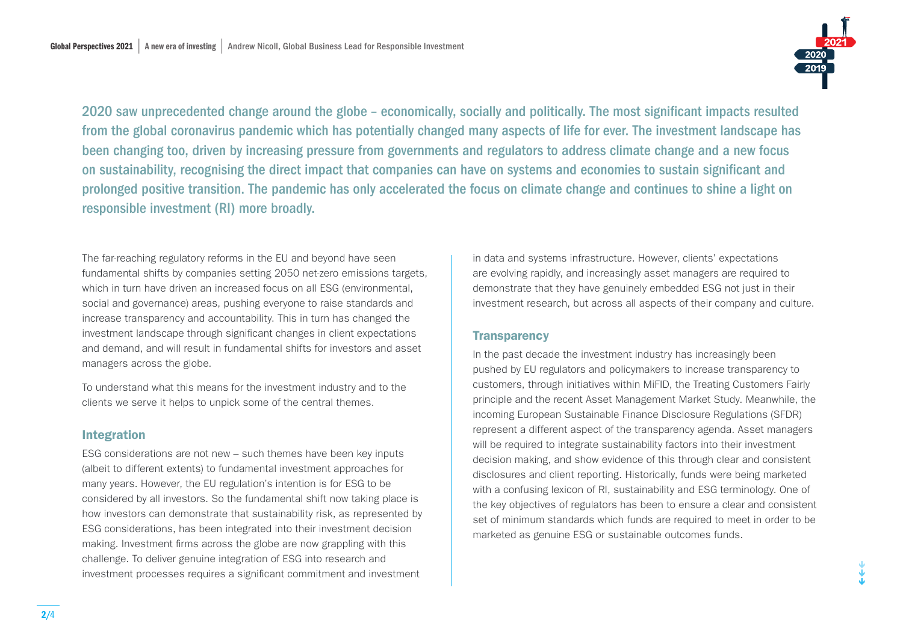2020 saw unprecedented change around the globe – economically, socially and politically. The most significant impacts resulted from the global coronavirus pandemic which has potentially changed many aspects of life for ever. The investment landscape has been changing too, driven by increasing pressure from governments and regulators to address climate change and a new focus on sustainability, recognising the direct impact that companies can have on systems and economies to sustain significant and prolonged positive transition. The pandemic has only accelerated the focus on climate change and continues to shine a light on responsible investment (RI) more broadly.

The far-reaching regulatory reforms in the EU and beyond have seen fundamental shifts by companies setting 2050 net-zero emissions targets, which in turn have driven an increased focus on all ESG (environmental, social and governance) areas, pushing everyone to raise standards and increase transparency and accountability. This in turn has changed the investment landscape through significant changes in client expectations and demand, and will result in fundamental shifts for investors and asset managers across the globe.

To understand what this means for the investment industry and to the clients we serve it helps to unpick some of the central themes.

## Integration

ESG considerations are not new – such themes have been key inputs (albeit to different extents) to fundamental investment approaches for many years. However, the EU regulation's intention is for ESG to be considered by all investors. So the fundamental shift now taking place is how investors can demonstrate that sustainability risk, as represented by ESG considerations, has been integrated into their investment decision making. Investment firms across the globe are now grappling with this challenge. To deliver genuine integration of ESG into research and investment processes requires a significant commitment and investment in data and systems infrastructure. However, clients' expectations are evolving rapidly, and increasingly asset managers are required to demonstrate that they have genuinely embedded ESG not just in their investment research, but across all aspects of their company and culture.

## Transparency

In the past decade the investment industry has increasingly been pushed by EU regulators and policymakers to increase transparency to customers, through initiatives within MiFID, the Treating Customers Fairly principle and the recent Asset Management Market Study. Meanwhile, the incoming European Sustainable Finance Disclosure Regulations (SFDR) represent a different aspect of the transparency agenda. Asset managers will be required to integrate sustainability factors into their investment decision making, and show evidence of this through clear and consistent disclosures and client reporting. Historically, funds were being marketed with a confusing lexicon of RI, sustainability and ESG terminology. One of the key objectives of regulators has been to ensure a clear and consistent set of minimum standards which funds are required to meet in order to be marketed as genuine ESG or sustainable outcomes funds.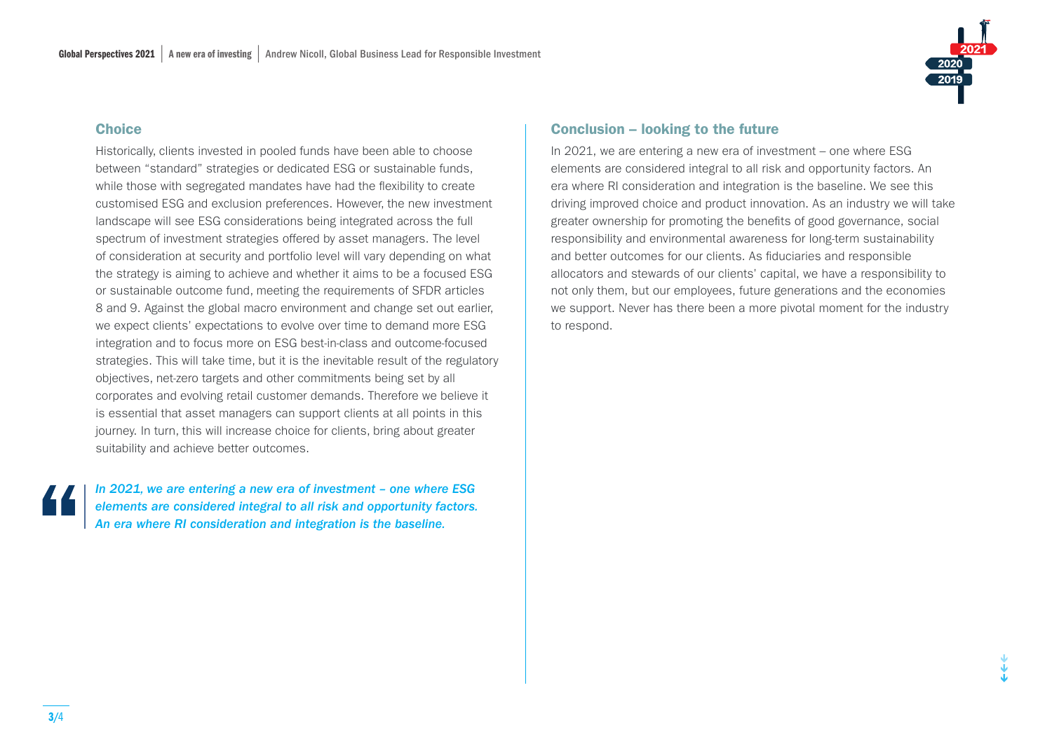## Choice

Historically, clients invested in pooled funds have been able to choose between "standard" strategies or dedicated ESG or sustainable funds, while those with segregated mandates have had the flexibility to create customised ESG and exclusion preferences. However, the new investment landscape will see ESG considerations being integrated across the full spectrum of investment strategies offered by asset managers. The level of consideration at security and portfolio level will vary depending on what the strategy is aiming to achieve and whether it aims to be a focused ESG or sustainable outcome fund, meeting the requirements of SFDR articles 8 and 9. Against the global macro environment and change set out earlier, we expect clients' expectations to evolve over time to demand more ESG integration and to focus more on ESG best-in-class and outcome-focused strategies. This will take time, but it is the inevitable result of the regulatory objectives, net-zero targets and other commitments being set by all corporates and evolving retail customer demands. Therefore we believe it is essential that asset managers can support clients at all points in this journey. In turn, this will increase choice for clients, bring about greater suitability and achieve better outcomes.

> *In 2021, we are entering a new era of investment – one where ESG elements are considered integral to all risk and opportunity factors. An era where RI consideration and integration is the baseline.*

## Conclusion – looking to the future

In 2021, we are entering a new era of investment – one where ESG elements are considered integral to all risk and opportunity factors. An era where RI consideration and integration is the baseline. We see this driving improved choice and product innovation. As an industry we will take greater ownership for promoting the benefits of good governance, social responsibility and environmental awareness for long-term sustainability and better outcomes for our clients. As fiduciaries and responsible allocators and stewards of our clients' capital, we have a responsibility to not only them, but our employees, future generations and the economies we support. Never has there been a more pivotal moment for the industry to respond.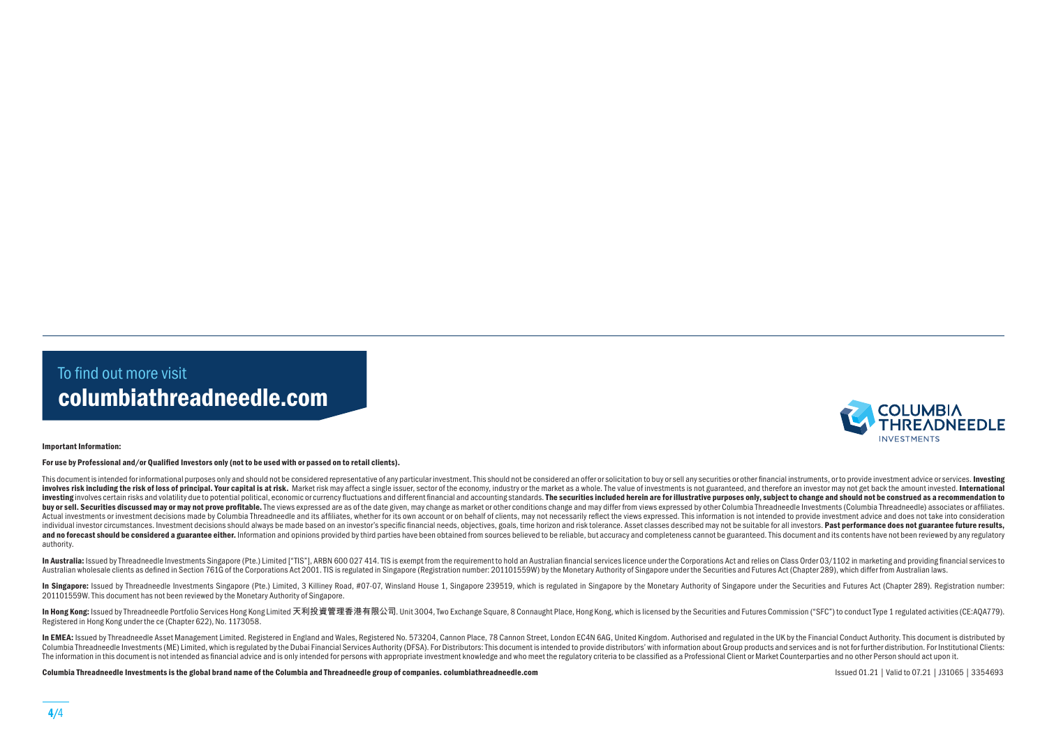To find out more visit
**columbiathreadneedle.com**

**Important Information:**

**For use by Professional and/or Qualified Investors only (not to be used with or passed on to retail clients).**

This document is intended for informational purposes only and should not be considered representative of any particular investment. This should not be considered an offer or solicitation to buy or sell any securities or other financial instruments, or to provide investment advice or services. **Investing involves risk including the risk of loss of principal. Your capital is at risk.** Market risk may affect a single issuer, sector of the economy, industry or the market as a whole. The value of investments is not guaranteed, and therefore an investor may not get back the amount invested. **International investing** involves certain risks and volatility due to potential political, economic or currency fluctuations and different financial and accounting standards. **The securities included herein are for illustrative purposes only, subject to change and should not be construed as a recommendation to buy or sell. Securities discussed may or may not prove profitable.** The views expressed are as of the date given, may change as market or other conditions change and may differ from views expressed by other Columbia Threadneedle Investments (Columbia Threadneedle) associates or affiliates. Actual investments or investment decisions made by Columbia Threadneedle and its affiliates, whether for its own account or on behalf of clients, may not necessarily reflect the views expressed. This information is not intended to provide investment advice and does not take into consideration individual investor circumstances. Investment decisions should always be made based on an investor's specific financial needs, objectives, goals, time horizon and risk tolerance. Asset classes described may not be suitable for all investors. **Past performance does not guarantee future results, and no forecast should be considered a guarantee either.** Information and opinions provided by third parties have been obtained from sources believed to be reliable, but accuracy and completeness cannot be guaranteed. This document and its contents have not been reviewed by any regulatory authority.

**In Australia:** Issued by Threadneedle Investments Singapore (Pte.) Limited ["TIS"], ARBN 600 027 414. TIS is exempt from the requirement to hold an Australian financial services licence under the Corporations Act and relies on Class Order 03/1102 in marketing and providing financial services to Australian wholesale clients as defined in Section 761G of the Corporations Act 2001. TIS is regulated in Singapore (Registration number: 201101559W) by the Monetary Authority of Singapore under the Securities and Futures Act (Chapter 289), which differ from Australian laws.

**In Singapore:** Issued by Threadneedle Investments Singapore (Pte.) Limited, 3 Killiney Road, #07-07, Winsland House 1, Singapore 239519, which is regulated in Singapore by the Monetary Authority of Singapore under the Securities and Futures Act (Chapter 289). Registration number: 201101559W. This document has not been reviewed by the Monetary Authority of Singapore.

**In Hong Kong:** Issued by Threadneedle Portfolio Services Hong Kong Limited 天利投資管理香港有限公司. Unit 3004, Two Exchange Square, 8 Connaught Place, Hong Kong, which is licensed by the Securities and Futures Commission ("SFC") to conduct Type 1 regulated activities (CE:AQA779). Registered in Hong Kong under the ce (Chapter 622), No. 1173058.

**In EMEA:** Issued by Threadneedle Asset Management Limited. Registered in England and Wales, Registered No. 573204, Cannon Place, 78 Cannon Street, London EC4N 6AG, United Kingdom. Authorised and regulated in the UK by the Financial Conduct Authority. This document is distributed by Columbia Threadneedle Investments (ME) Limited, which is regulated by the Dubai Financial Services Authority (DFSA). For Distributors: This document is intended to provide distributors' with information about Group products and services and is not for further distribution. For Institutional Clients: The information in this document is not intended as financial advice and is only intended for persons with appropriate investment knowledge and who meet the regulatory criteria to be classified as a Professional Client or Market Counterparties and no other Person should act upon it.

**Columbia Threadneedle Investments is the global brand name of the Columbia and Threadneedle group of companies. columbiathreadneedle.com**

Issued 01.21 | Valid to 07.21 | J31065 | 3354693